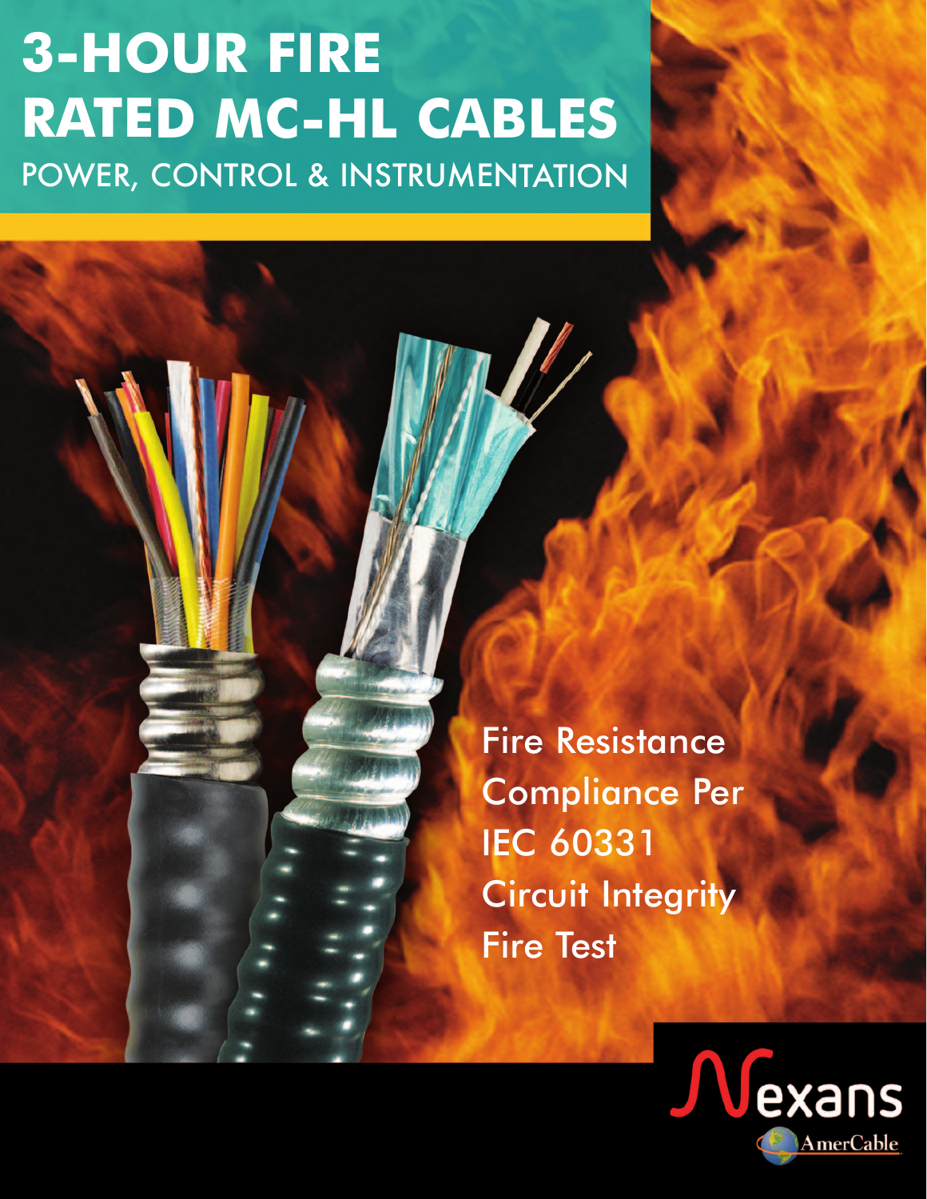# 3-HOUR FIRE RATED MC-HL CABLES

## POWER, CONTROL & INSTRUMENTATION

Fire Resistance Compliance Per IEC 60331 Circuit Integrity Fire Test

Nexans

AmerCable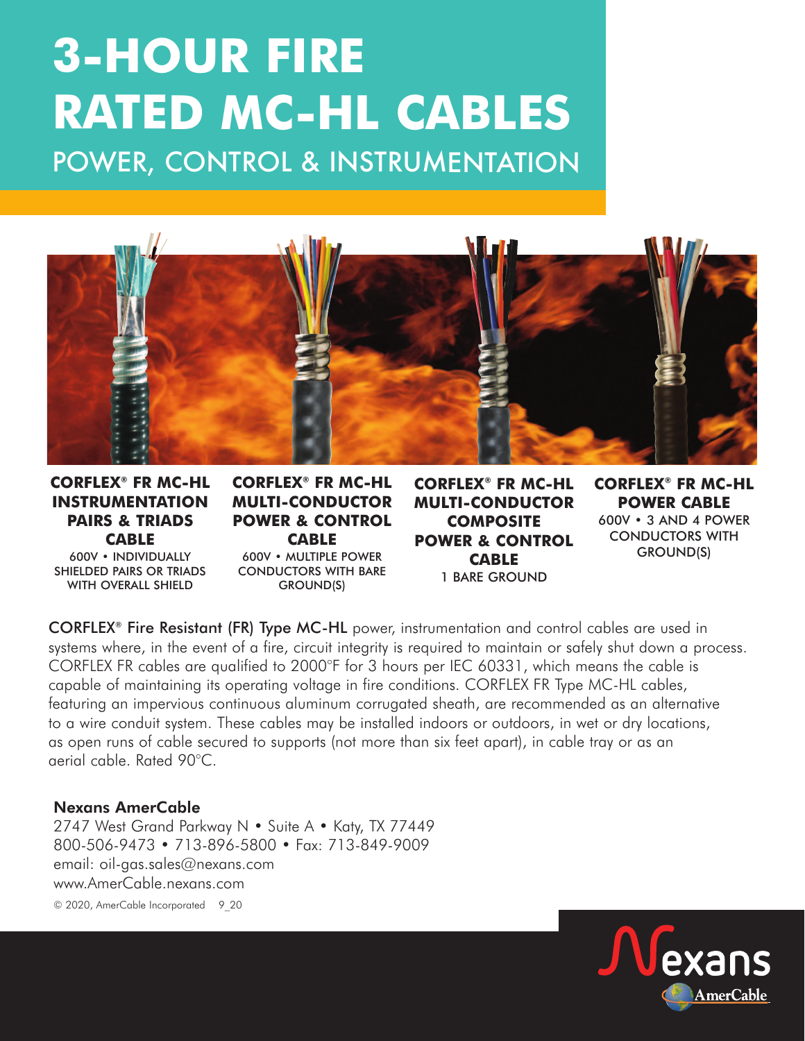# 3-HOUR FIRE RATED MC-HL CABLES

## POWER, CONTROL & INSTRUMENTATION

**CORFLEX® FR MC-HL INSTRUMENTATION PAIRS & TRIADS CABLE**
600V • INDIVIDUALLY SHIELDED PAIRS OR TRIADS WITH OVERALL SHIELD

**CORFLEX® FR MC-HL MULTI-CONDUCTOR POWER & CONTROL CABLE**
600V • MULTIPLE POWER CONDUCTORS WITH BARE GROUND(S)

**CORFLEX® FR MC-HL MULTI-CONDUCTOR COMPOSITE POWER & CONTROL CABLE**
1 BARE GROUND

**CORFLEX® FR MC-HL POWER CABLE**
600V • 3 AND 4 POWER CONDUCTORS WITH GROUND(S)

CORFLEX® Fire Resistant (FR) Type MC-HL power, instrumentation and control cables are used in systems where, in the event of a fire, circuit integrity is required to maintain or safely shut down a process. CORFLEX FR cables are qualified to 2000°F for 3 hours per IEC 60331, which means the cable is capable of maintaining its operating voltage in fire conditions. CORFLEX FR Type MC-HL cables, featuring an impervious continuous aluminum corrugated sheath, are recommended as an alternative to a wire conduit system. These cables may be installed indoors or outdoors, in wet or dry locations, as open runs of cable secured to supports (not more than six feet apart), in cable tray or as an aerial cable. Rated 90°C.

**Nexans AmerCable**
2747 West Grand Parkway N • Suite A • Katy, TX 77449
800-506-9473 • 713-896-5800 • Fax: 713-849-9009
email: oil-gas.sales@nexans.com
www.AmerCable.nexans.com

© 2020, AmerCable Incorporated 9_20

Nexans AmerCable